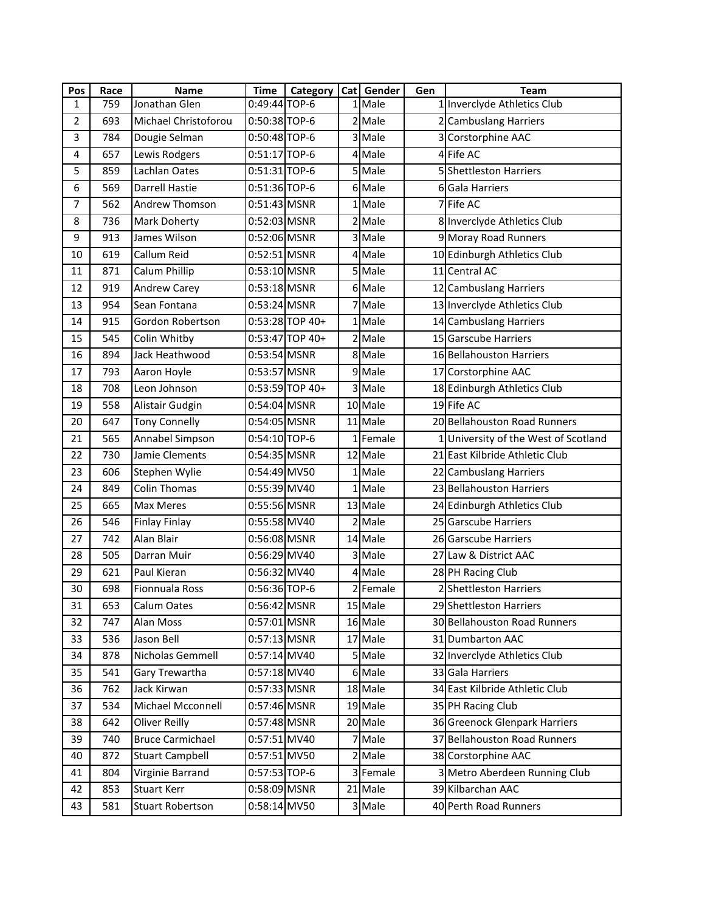| Pos | Race | Name | Time | Category | Cat | Gender | Gen | Team |
|---|---|---|---|---|---|---|---|---|
| 1 | 759 | Jonathan Glen | 0:49:44 | TOP-6 | 1 | Male | 1 | Inverclyde Athletics Club |
| 2 | 693 | Michael Christoforou | 0:50:38 | TOP-6 | 2 | Male | 2 | Cambuslang Harriers |
| 3 | 784 | Dougie Selman | 0:50:48 | TOP-6 | 3 | Male | 3 | Corstorphine AAC |
| 4 | 657 | Lewis Rodgers | 0:51:17 | TOP-6 | 4 | Male | 4 | Fife AC |
| 5 | 859 | Lachlan Oates | 0:51:31 | TOP-6 | 5 | Male | 5 | Shettleston Harriers |
| 6 | 569 | Darrell Hastie | 0:51:36 | TOP-6 | 6 | Male | 6 | Gala Harriers |
| 7 | 562 | Andrew Thomson | 0:51:43 | MSNR | 1 | Male | 7 | Fife AC |
| 8 | 736 | Mark Doherty | 0:52:03 | MSNR | 2 | Male | 8 | Inverclyde Athletics Club |
| 9 | 913 | James Wilson | 0:52:06 | MSNR | 3 | Male | 9 | Moray Road Runners |
| 10 | 619 | Callum Reid | 0:52:51 | MSNR | 4 | Male | 10 | Edinburgh Athletics Club |
| 11 | 871 | Calum Phillip | 0:53:10 | MSNR | 5 | Male | 11 | Central AC |
| 12 | 919 | Andrew Carey | 0:53:18 | MSNR | 6 | Male | 12 | Cambuslang Harriers |
| 13 | 954 | Sean Fontana | 0:53:24 | MSNR | 7 | Male | 13 | Inverclyde Athletics Club |
| 14 | 915 | Gordon Robertson | 0:53:28 | TOP 40+ | 1 | Male | 14 | Cambuslang Harriers |
| 15 | 545 | Colin Whitby | 0:53:47 | TOP 40+ | 2 | Male | 15 | Garscube Harriers |
| 16 | 894 | Jack Heathwood | 0:53:54 | MSNR | 8 | Male | 16 | Bellahouston Harriers |
| 17 | 793 | Aaron Hoyle | 0:53:57 | MSNR | 9 | Male | 17 | Corstorphine AAC |
| 18 | 708 | Leon Johnson | 0:53:59 | TOP 40+ | 3 | Male | 18 | Edinburgh Athletics Club |
| 19 | 558 | Alistair Gudgin | 0:54:04 | MSNR | 10 | Male | 19 | Fife AC |
| 20 | 647 | Tony Connelly | 0:54:05 | MSNR | 11 | Male | 20 | Bellahouston Road Runners |
| 21 | 565 | Annabel Simpson | 0:54:10 | TOP-6 | 1 | Female | 1 | University of the West of Scotland |
| 22 | 730 | Jamie Clements | 0:54:35 | MSNR | 12 | Male | 21 | East Kilbride Athletic Club |
| 23 | 606 | Stephen Wylie | 0:54:49 | MV50 | 1 | Male | 22 | Cambuslang Harriers |
| 24 | 849 | Colin Thomas | 0:55:39 | MV40 | 1 | Male | 23 | Bellahouston Harriers |
| 25 | 665 | Max Meres | 0:55:56 | MSNR | 13 | Male | 24 | Edinburgh Athletics Club |
| 26 | 546 | Finlay Finlay | 0:55:58 | MV40 | 2 | Male | 25 | Garscube Harriers |
| 27 | 742 | Alan Blair | 0:56:08 | MSNR | 14 | Male | 26 | Garscube Harriers |
| 28 | 505 | Darran Muir | 0:56:29 | MV40 | 3 | Male | 27 | Law & District AAC |
| 29 | 621 | Paul Kieran | 0:56:32 | MV40 | 4 | Male | 28 | PH Racing Club |
| 30 | 698 | Fionnuala Ross | 0:56:36 | TOP-6 | 2 | Female | 2 | Shettleston Harriers |
| 31 | 653 | Calum Oates | 0:56:42 | MSNR | 15 | Male | 29 | Shettleston Harriers |
| 32 | 747 | Alan Moss | 0:57:01 | MSNR | 16 | Male | 30 | Bellahouston Road Runners |
| 33 | 536 | Jason Bell | 0:57:13 | MSNR | 17 | Male | 31 | Dumbarton AAC |
| 34 | 878 | Nicholas Gemmell | 0:57:14 | MV40 | 5 | Male | 32 | Inverclyde Athletics Club |
| 35 | 541 | Gary Trewartha | 0:57:18 | MV40 | 6 | Male | 33 | Gala Harriers |
| 36 | 762 | Jack Kirwan | 0:57:33 | MSNR | 18 | Male | 34 | East Kilbride Athletic Club |
| 37 | 534 | Michael Mcconnell | 0:57:46 | MSNR | 19 | Male | 35 | PH Racing Club |
| 38 | 642 | Oliver Reilly | 0:57:48 | MSNR | 20 | Male | 36 | Greenock Glenpark Harriers |
| 39 | 740 | Bruce Carmichael | 0:57:51 | MV40 | 7 | Male | 37 | Bellahouston Road Runners |
| 40 | 872 | Stuart Campbell | 0:57:51 | MV50 | 2 | Male | 38 | Corstorphine AAC |
| 41 | 804 | Virginie Barrand | 0:57:53 | TOP-6 | 3 | Female | 3 | Metro Aberdeen Running Club |
| 42 | 853 | Stuart Kerr | 0:58:09 | MSNR | 21 | Male | 39 | Kilbarchan AAC |
| 43 | 581 | Stuart Robertson | 0:58:14 | MV50 | 3 | Male | 40 | Perth Road Runners |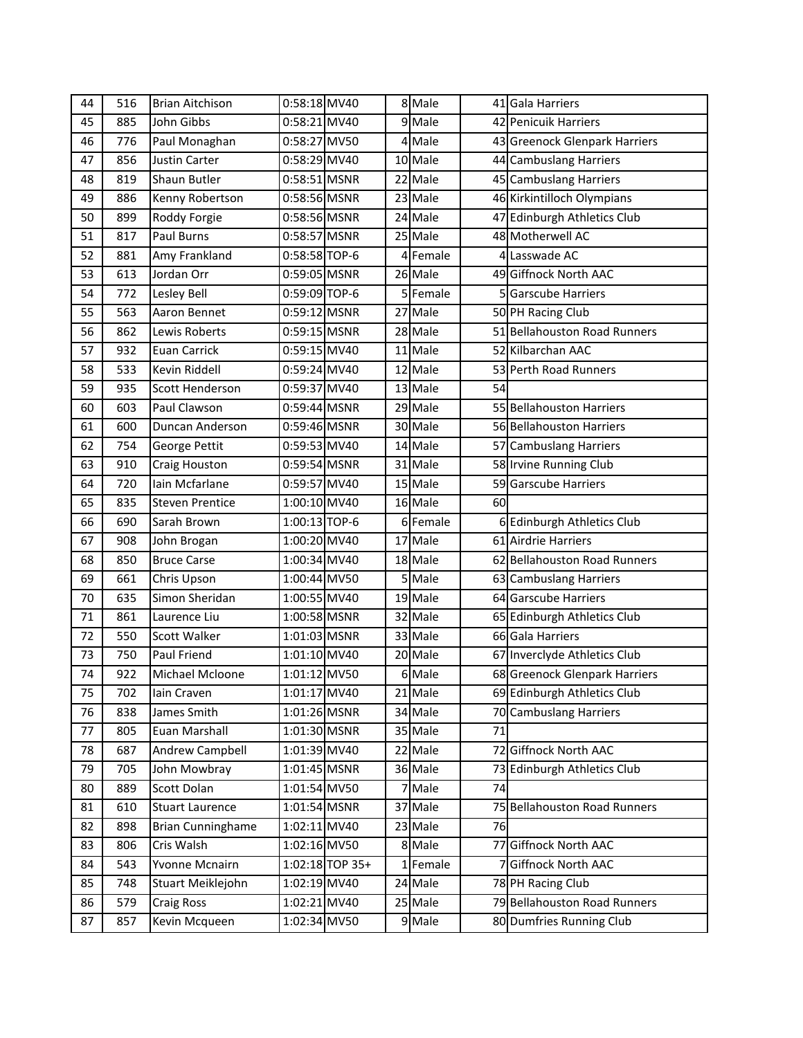| 44 | 516 | Brian Aitchison | 0:58:18 | MV40 | 8 | Male | 41 | Gala Harriers |
|---|---|---|---|---|---|---|---|---|
| 45 | 885 | John Gibbs | 0:58:21 | MV40 | 9 | Male | 42 | Penicuik Harriers |
| 46 | 776 | Paul Monaghan | 0:58:27 | MV50 | 4 | Male | 43 | Greenock Glenpark Harriers |
| 47 | 856 | Justin Carter | 0:58:29 | MV40 | 10 | Male | 44 | Cambuslang Harriers |
| 48 | 819 | Shaun Butler | 0:58:51 | MSNR | 22 | Male | 45 | Cambuslang Harriers |
| 49 | 886 | Kenny Robertson | 0:58:56 | MSNR | 23 | Male | 46 | Kirkintilloch Olympians |
| 50 | 899 | Roddy Forgie | 0:58:56 | MSNR | 24 | Male | 47 | Edinburgh Athletics Club |
| 51 | 817 | Paul Burns | 0:58:57 | MSNR | 25 | Male | 48 | Motherwell AC |
| 52 | 881 | Amy Frankland | 0:58:58 | TOP-6 | 4 | Female | 4 | Lasswade AC |
| 53 | 613 | Jordan Orr | 0:59:05 | MSNR | 26 | Male | 49 | Giffnock North AAC |
| 54 | 772 | Lesley Bell | 0:59:09 | TOP-6 | 5 | Female | 5 | Garscube Harriers |
| 55 | 563 | Aaron Bennet | 0:59:12 | MSNR | 27 | Male | 50 | PH Racing Club |
| 56 | 862 | Lewis Roberts | 0:59:15 | MSNR | 28 | Male | 51 | Bellahouston Road Runners |
| 57 | 932 | Euan Carrick | 0:59:15 | MV40 | 11 | Male | 52 | Kilbarchan AAC |
| 58 | 533 | Kevin Riddell | 0:59:24 | MV40 | 12 | Male | 53 | Perth Road Runners |
| 59 | 935 | Scott Henderson | 0:59:37 | MV40 | 13 | Male | 54 | |
| 60 | 603 | Paul Clawson | 0:59:44 | MSNR | 29 | Male | 55 | Bellahouston Harriers |
| 61 | 600 | Duncan Anderson | 0:59:46 | MSNR | 30 | Male | 56 | Bellahouston Harriers |
| 62 | 754 | George Pettit | 0:59:53 | MV40 | 14 | Male | 57 | Cambuslang Harriers |
| 63 | 910 | Craig Houston | 0:59:54 | MSNR | 31 | Male | 58 | Irvine Running Club |
| 64 | 720 | Iain Mcfarlane | 0:59:57 | MV40 | 15 | Male | 59 | Garscube Harriers |
| 65 | 835 | Steven Prentice | 1:00:10 | MV40 | 16 | Male | 60 | |
| 66 | 690 | Sarah Brown | 1:00:13 | TOP-6 | 6 | Female | 6 | Edinburgh Athletics Club |
| 67 | 908 | John Brogan | 1:00:20 | MV40 | 17 | Male | 61 | Airdrie Harriers |
| 68 | 850 | Bruce Carse | 1:00:34 | MV40 | 18 | Male | 62 | Bellahouston Road Runners |
| 69 | 661 | Chris Upson | 1:00:44 | MV50 | 5 | Male | 63 | Cambuslang Harriers |
| 70 | 635 | Simon Sheridan | 1:00:55 | MV40 | 19 | Male | 64 | Garscube Harriers |
| 71 | 861 | Laurence Liu | 1:00:58 | MSNR | 32 | Male | 65 | Edinburgh Athletics Club |
| 72 | 550 | Scott Walker | 1:01:03 | MSNR | 33 | Male | 66 | Gala Harriers |
| 73 | 750 | Paul Friend | 1:01:10 | MV40 | 20 | Male | 67 | Inverclyde Athletics Club |
| 74 | 922 | Michael Mcloone | 1:01:12 | MV50 | 6 | Male | 68 | Greenock Glenpark Harriers |
| 75 | 702 | Iain Craven | 1:01:17 | MV40 | 21 | Male | 69 | Edinburgh Athletics Club |
| 76 | 838 | James Smith | 1:01:26 | MSNR | 34 | Male | 70 | Cambuslang Harriers |
| 77 | 805 | Euan Marshall | 1:01:30 | MSNR | 35 | Male | 71 | |
| 78 | 687 | Andrew Campbell | 1:01:39 | MV40 | 22 | Male | 72 | Giffnock North AAC |
| 79 | 705 | John Mowbray | 1:01:45 | MSNR | 36 | Male | 73 | Edinburgh Athletics Club |
| 80 | 889 | Scott Dolan | 1:01:54 | MV50 | 7 | Male | 74 | |
| 81 | 610 | Stuart Laurence | 1:01:54 | MSNR | 37 | Male | 75 | Bellahouston Road Runners |
| 82 | 898 | Brian Cunninghame | 1:02:11 | MV40 | 23 | Male | 76 | |
| 83 | 806 | Cris Walsh | 1:02:16 | MV50 | 8 | Male | 77 | Giffnock North AAC |
| 84 | 543 | Yvonne Mcnairn | 1:02:18 | TOP 35+ | 1 | Female | 7 | Giffnock North AAC |
| 85 | 748 | Stuart Meiklejohn | 1:02:19 | MV40 | 24 | Male | 78 | PH Racing Club |
| 86 | 579 | Craig Ross | 1:02:21 | MV40 | 25 | Male | 79 | Bellahouston Road Runners |
| 87 | 857 | Kevin Mcqueen | 1:02:34 | MV50 | 9 | Male | 80 | Dumfries Running Club |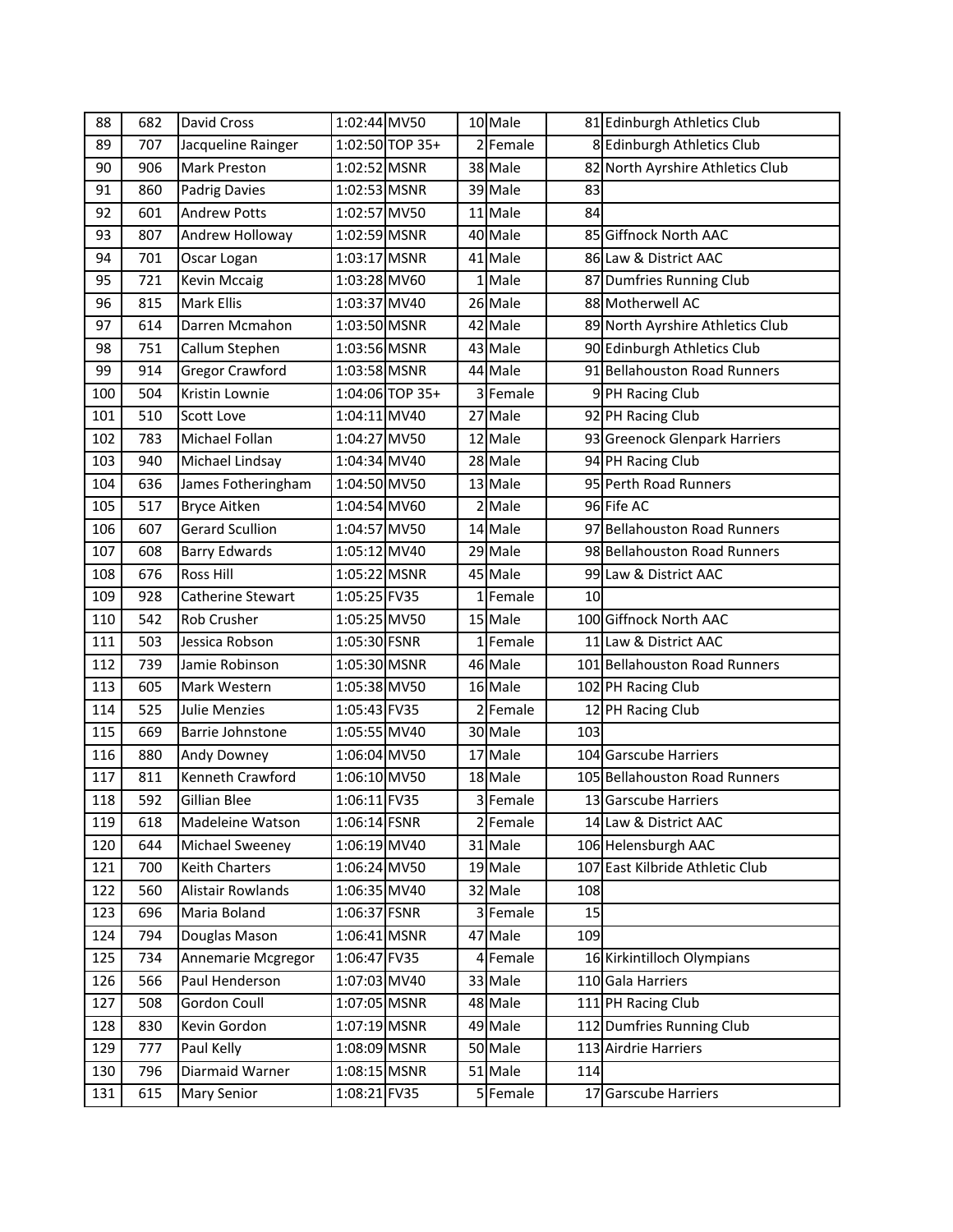| | | | | | | | | |
|---|---|---|---|---|---|---|---|---|
| 88 | 682 | David Cross | 1:02:44 | MV50 | 10 | Male | 81 | Edinburgh Athletics Club |
| 89 | 707 | Jacqueline Rainger | 1:02:50 | TOP 35+ | 2 | Female | 8 | Edinburgh Athletics Club |
| 90 | 906 | Mark Preston | 1:02:52 | MSNR | 38 | Male | 82 | North Ayrshire Athletics Club |
| 91 | 860 | Padrig Davies | 1:02:53 | MSNR | 39 | Male | 83 | |
| 92 | 601 | Andrew Potts | 1:02:57 | MV50 | 11 | Male | 84 | |
| 93 | 807 | Andrew Holloway | 1:02:59 | MSNR | 40 | Male | 85 | Giffnock North AAC |
| 94 | 701 | Oscar Logan | 1:03:17 | MSNR | 41 | Male | 86 | Law & District AAC |
| 95 | 721 | Kevin Mccaig | 1:03:28 | MV60 | 1 | Male | 87 | Dumfries Running Club |
| 96 | 815 | Mark Ellis | 1:03:37 | MV40 | 26 | Male | 88 | Motherwell AC |
| 97 | 614 | Darren Mcmahon | 1:03:50 | MSNR | 42 | Male | 89 | North Ayrshire Athletics Club |
| 98 | 751 | Callum Stephen | 1:03:56 | MSNR | 43 | Male | 90 | Edinburgh Athletics Club |
| 99 | 914 | Gregor Crawford | 1:03:58 | MSNR | 44 | Male | 91 | Bellahouston Road Runners |
| 100 | 504 | Kristin Lownie | 1:04:06 | TOP 35+ | 3 | Female | 9 | PH Racing Club |
| 101 | 510 | Scott Love | 1:04:11 | MV40 | 27 | Male | 92 | PH Racing Club |
| 102 | 783 | Michael Follan | 1:04:27 | MV50 | 12 | Male | 93 | Greenock Glenpark Harriers |
| 103 | 940 | Michael Lindsay | 1:04:34 | MV40 | 28 | Male | 94 | PH Racing Club |
| 104 | 636 | James Fotheringham | 1:04:50 | MV50 | 13 | Male | 95 | Perth Road Runners |
| 105 | 517 | Bryce Aitken | 1:04:54 | MV60 | 2 | Male | 96 | Fife AC |
| 106 | 607 | Gerard Scullion | 1:04:57 | MV50 | 14 | Male | 97 | Bellahouston Road Runners |
| 107 | 608 | Barry Edwards | 1:05:12 | MV40 | 29 | Male | 98 | Bellahouston Road Runners |
| 108 | 676 | Ross Hill | 1:05:22 | MSNR | 45 | Male | 99 | Law & District AAC |
| 109 | 928 | Catherine Stewart | 1:05:25 | FV35 | 1 | Female | 10 | |
| 110 | 542 | Rob Crusher | 1:05:25 | MV50 | 15 | Male | 100 | Giffnock North AAC |
| 111 | 503 | Jessica Robson | 1:05:30 | FSNR | 1 | Female | 11 | Law & District AAC |
| 112 | 739 | Jamie Robinson | 1:05:30 | MSNR | 46 | Male | 101 | Bellahouston Road Runners |
| 113 | 605 | Mark Western | 1:05:38 | MV50 | 16 | Male | 102 | PH Racing Club |
| 114 | 525 | Julie Menzies | 1:05:43 | FV35 | 2 | Female | 12 | PH Racing Club |
| 115 | 669 | Barrie Johnstone | 1:05:55 | MV40 | 30 | Male | 103 | |
| 116 | 880 | Andy Downey | 1:06:04 | MV50 | 17 | Male | 104 | Garscube Harriers |
| 117 | 811 | Kenneth Crawford | 1:06:10 | MV50 | 18 | Male | 105 | Bellahouston Road Runners |
| 118 | 592 | Gillian Blee | 1:06:11 | FV35 | 3 | Female | 13 | Garscube Harriers |
| 119 | 618 | Madeleine Watson | 1:06:14 | FSNR | 2 | Female | 14 | Law & District AAC |
| 120 | 644 | Michael Sweeney | 1:06:19 | MV40 | 31 | Male | 106 | Helensburgh AAC |
| 121 | 700 | Keith Charters | 1:06:24 | MV50 | 19 | Male | 107 | East Kilbride Athletic Club |
| 122 | 560 | Alistair Rowlands | 1:06:35 | MV40 | 32 | Male | 108 | |
| 123 | 696 | Maria Boland | 1:06:37 | FSNR | 3 | Female | 15 | |
| 124 | 794 | Douglas Mason | 1:06:41 | MSNR | 47 | Male | 109 | |
| 125 | 734 | Annemarie Mcgregor | 1:06:47 | FV35 | 4 | Female | 16 | Kirkintilloch Olympians |
| 126 | 566 | Paul Henderson | 1:07:03 | MV40 | 33 | Male | 110 | Gala Harriers |
| 127 | 508 | Gordon Coull | 1:07:05 | MSNR | 48 | Male | 111 | PH Racing Club |
| 128 | 830 | Kevin Gordon | 1:07:19 | MSNR | 49 | Male | 112 | Dumfries Running Club |
| 129 | 777 | Paul Kelly | 1:08:09 | MSNR | 50 | Male | 113 | Airdrie Harriers |
| 130 | 796 | Diarmaid Warner | 1:08:15 | MSNR | 51 | Male | 114 | |
| 131 | 615 | Mary Senior | 1:08:21 | FV35 | 5 | Female | 17 | Garscube Harriers |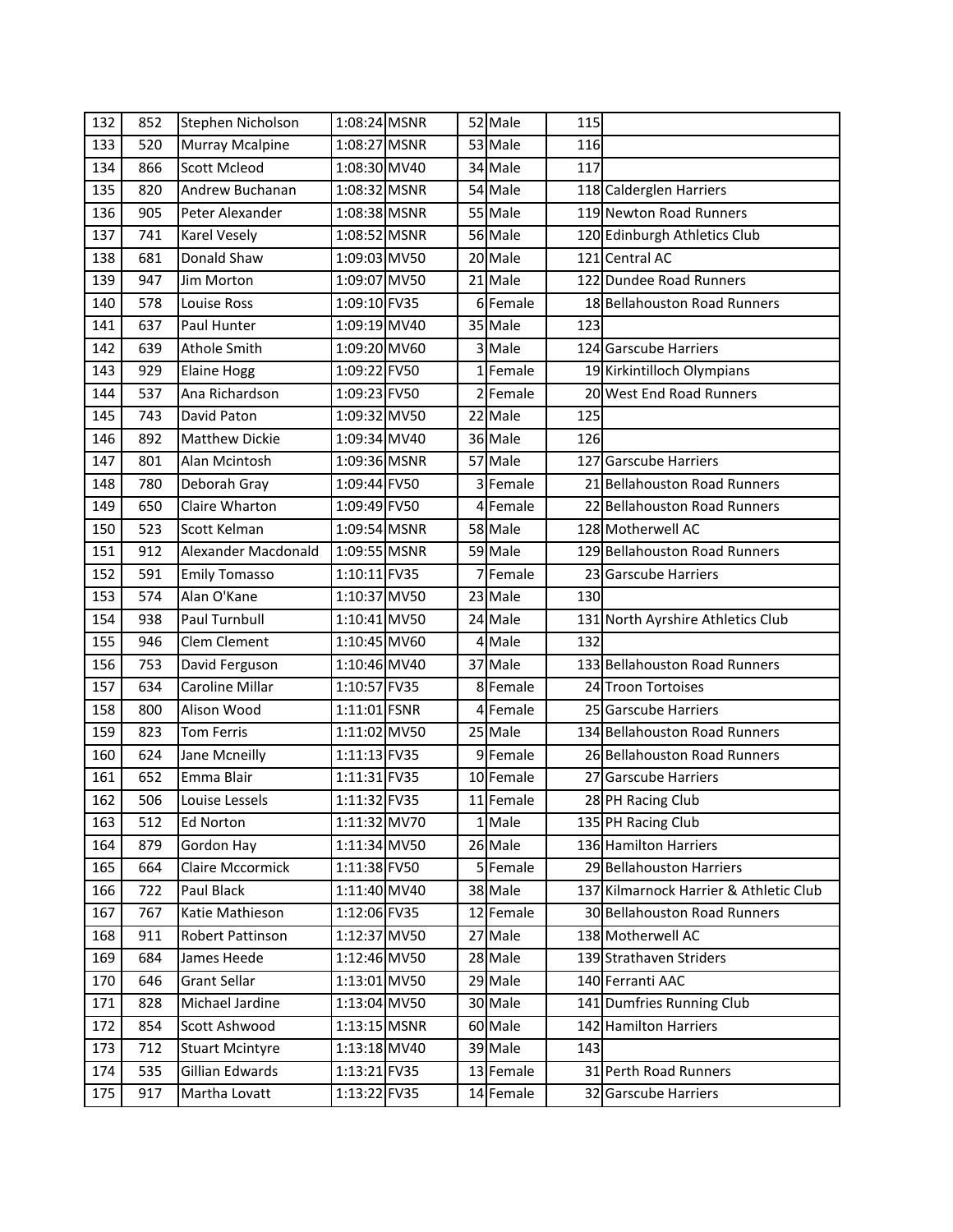| | | | | | | | | |
|---|---|---|---|---|---|---|---|---|
| 132 | 852 | Stephen Nicholson | 1:08:24 | MSNR | 52 | Male | 115 | |
| 133 | 520 | Murray Mcalpine | 1:08:27 | MSNR | 53 | Male | 116 | |
| 134 | 866 | Scott Mcleod | 1:08:30 | MV40 | 34 | Male | 117 | |
| 135 | 820 | Andrew Buchanan | 1:08:32 | MSNR | 54 | Male | 118 | Calderglen Harriers |
| 136 | 905 | Peter Alexander | 1:08:38 | MSNR | 55 | Male | 119 | Newton Road Runners |
| 137 | 741 | Karel Vesely | 1:08:52 | MSNR | 56 | Male | 120 | Edinburgh Athletics Club |
| 138 | 681 | Donald Shaw | 1:09:03 | MV50 | 20 | Male | 121 | Central AC |
| 139 | 947 | Jim Morton | 1:09:07 | MV50 | 21 | Male | 122 | Dundee Road Runners |
| 140 | 578 | Louise Ross | 1:09:10 | FV35 | 6 | Female | 18 | Bellahouston Road Runners |
| 141 | 637 | Paul Hunter | 1:09:19 | MV40 | 35 | Male | 123 | |
| 142 | 639 | Athole Smith | 1:09:20 | MV60 | 3 | Male | 124 | Garscube Harriers |
| 143 | 929 | Elaine Hogg | 1:09:22 | FV50 | 1 | Female | 19 | Kirkintilloch Olympians |
| 144 | 537 | Ana Richardson | 1:09:23 | FV50 | 2 | Female | 20 | West End Road Runners |
| 145 | 743 | David Paton | 1:09:32 | MV50 | 22 | Male | 125 | |
| 146 | 892 | Matthew Dickie | 1:09:34 | MV40 | 36 | Male | 126 | |
| 147 | 801 | Alan Mcintosh | 1:09:36 | MSNR | 57 | Male | 127 | Garscube Harriers |
| 148 | 780 | Deborah Gray | 1:09:44 | FV50 | 3 | Female | 21 | Bellahouston Road Runners |
| 149 | 650 | Claire Wharton | 1:09:49 | FV50 | 4 | Female | 22 | Bellahouston Road Runners |
| 150 | 523 | Scott Kelman | 1:09:54 | MSNR | 58 | Male | 128 | Motherwell AC |
| 151 | 912 | Alexander Macdonald | 1:09:55 | MSNR | 59 | Male | 129 | Bellahouston Road Runners |
| 152 | 591 | Emily Tomasso | 1:10:11 | FV35 | 7 | Female | 23 | Garscube Harriers |
| 153 | 574 | Alan O'Kane | 1:10:37 | MV50 | 23 | Male | 130 | |
| 154 | 938 | Paul Turnbull | 1:10:41 | MV50 | 24 | Male | 131 | North Ayrshire Athletics Club |
| 155 | 946 | Clem Clement | 1:10:45 | MV60 | 4 | Male | 132 | |
| 156 | 753 | David Ferguson | 1:10:46 | MV40 | 37 | Male | 133 | Bellahouston Road Runners |
| 157 | 634 | Caroline Millar | 1:10:57 | FV35 | 8 | Female | 24 | Troon Tortoises |
| 158 | 800 | Alison Wood | 1:11:01 | FSNR | 4 | Female | 25 | Garscube Harriers |
| 159 | 823 | Tom Ferris | 1:11:02 | MV50 | 25 | Male | 134 | Bellahouston Road Runners |
| 160 | 624 | Jane Mcneilly | 1:11:13 | FV35 | 9 | Female | 26 | Bellahouston Road Runners |
| 161 | 652 | Emma Blair | 1:11:31 | FV35 | 10 | Female | 27 | Garscube Harriers |
| 162 | 506 | Louise Lessels | 1:11:32 | FV35 | 11 | Female | 28 | PH Racing Club |
| 163 | 512 | Ed Norton | 1:11:32 | MV70 | 1 | Male | 135 | PH Racing Club |
| 164 | 879 | Gordon Hay | 1:11:34 | MV50 | 26 | Male | 136 | Hamilton Harriers |
| 165 | 664 | Claire Mccormick | 1:11:38 | FV50 | 5 | Female | 29 | Bellahouston Harriers |
| 166 | 722 | Paul Black | 1:11:40 | MV40 | 38 | Male | 137 | Kilmarnock Harrier & Athletic Club |
| 167 | 767 | Katie Mathieson | 1:12:06 | FV35 | 12 | Female | 30 | Bellahouston Road Runners |
| 168 | 911 | Robert Pattinson | 1:12:37 | MV50 | 27 | Male | 138 | Motherwell AC |
| 169 | 684 | James Heede | 1:12:46 | MV50 | 28 | Male | 139 | Strathaven Striders |
| 170 | 646 | Grant Sellar | 1:13:01 | MV50 | 29 | Male | 140 | Ferranti AAC |
| 171 | 828 | Michael Jardine | 1:13:04 | MV50 | 30 | Male | 141 | Dumfries Running Club |
| 172 | 854 | Scott Ashwood | 1:13:15 | MSNR | 60 | Male | 142 | Hamilton Harriers |
| 173 | 712 | Stuart Mcintyre | 1:13:18 | MV40 | 39 | Male | 143 | |
| 174 | 535 | Gillian Edwards | 1:13:21 | FV35 | 13 | Female | 31 | Perth Road Runners |
| 175 | 917 | Martha Lovatt | 1:13:22 | FV35 | 14 | Female | 32 | Garscube Harriers |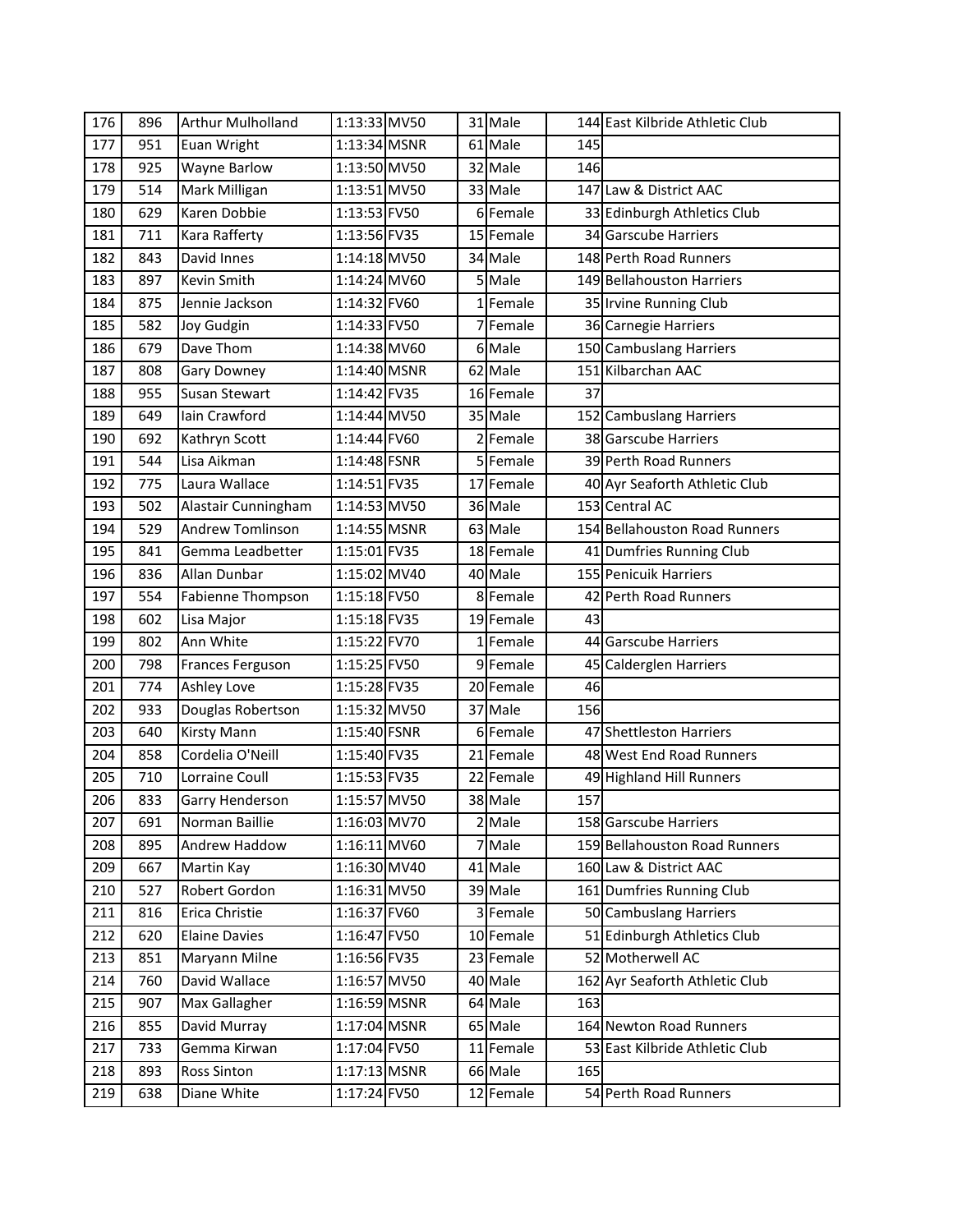| | | | | | | | | |
|---|---|---|---|---|---|---|---|---|
| 176 | 896 | Arthur Mulholland | 1:13:33 | MV50 | 31 | Male | 144 | East Kilbride Athletic Club |
| 177 | 951 | Euan Wright | 1:13:34 | MSNR | 61 | Male | 145 | |
| 178 | 925 | Wayne Barlow | 1:13:50 | MV50 | 32 | Male | 146 | |
| 179 | 514 | Mark Milligan | 1:13:51 | MV50 | 33 | Male | 147 | Law & District AAC |
| 180 | 629 | Karen Dobbie | 1:13:53 | FV50 | 6 | Female | 33 | Edinburgh Athletics Club |
| 181 | 711 | Kara Rafferty | 1:13:56 | FV35 | 15 | Female | 34 | Garscube Harriers |
| 182 | 843 | David Innes | 1:14:18 | MV50 | 34 | Male | 148 | Perth Road Runners |
| 183 | 897 | Kevin Smith | 1:14:24 | MV60 | 5 | Male | 149 | Bellahouston Harriers |
| 184 | 875 | Jennie Jackson | 1:14:32 | FV60 | 1 | Female | 35 | Irvine Running Club |
| 185 | 582 | Joy Gudgin | 1:14:33 | FV50 | 7 | Female | 36 | Carnegie Harriers |
| 186 | 679 | Dave Thom | 1:14:38 | MV60 | 6 | Male | 150 | Cambuslang Harriers |
| 187 | 808 | Gary Downey | 1:14:40 | MSNR | 62 | Male | 151 | Kilbarchan AAC |
| 188 | 955 | Susan Stewart | 1:14:42 | FV35 | 16 | Female | 37 | |
| 189 | 649 | Iain Crawford | 1:14:44 | MV50 | 35 | Male | 152 | Cambuslang Harriers |
| 190 | 692 | Kathryn Scott | 1:14:44 | FV60 | 2 | Female | 38 | Garscube Harriers |
| 191 | 544 | Lisa Aikman | 1:14:48 | FSNR | 5 | Female | 39 | Perth Road Runners |
| 192 | 775 | Laura Wallace | 1:14:51 | FV35 | 17 | Female | 40 | Ayr Seaforth Athletic Club |
| 193 | 502 | Alastair Cunningham | 1:14:53 | MV50 | 36 | Male | 153 | Central AC |
| 194 | 529 | Andrew Tomlinson | 1:14:55 | MSNR | 63 | Male | 154 | Bellahouston Road Runners |
| 195 | 841 | Gemma Leadbetter | 1:15:01 | FV35 | 18 | Female | 41 | Dumfries Running Club |
| 196 | 836 | Allan Dunbar | 1:15:02 | MV40 | 40 | Male | 155 | Penicuik Harriers |
| 197 | 554 | Fabienne Thompson | 1:15:18 | FV50 | 8 | Female | 42 | Perth Road Runners |
| 198 | 602 | Lisa Major | 1:15:18 | FV35 | 19 | Female | 43 | |
| 199 | 802 | Ann White | 1:15:22 | FV70 | 1 | Female | 44 | Garscube Harriers |
| 200 | 798 | Frances Ferguson | 1:15:25 | FV50 | 9 | Female | 45 | Calderglen Harriers |
| 201 | 774 | Ashley Love | 1:15:28 | FV35 | 20 | Female | 46 | |
| 202 | 933 | Douglas Robertson | 1:15:32 | MV50 | 37 | Male | 156 | |
| 203 | 640 | Kirsty Mann | 1:15:40 | FSNR | 6 | Female | 47 | Shettleston Harriers |
| 204 | 858 | Cordelia O'Neill | 1:15:40 | FV35 | 21 | Female | 48 | West End Road Runners |
| 205 | 710 | Lorraine Coull | 1:15:53 | FV35 | 22 | Female | 49 | Highland Hill Runners |
| 206 | 833 | Garry Henderson | 1:15:57 | MV50 | 38 | Male | 157 | |
| 207 | 691 | Norman Baillie | 1:16:03 | MV70 | 2 | Male | 158 | Garscube Harriers |
| 208 | 895 | Andrew Haddow | 1:16:11 | MV60 | 7 | Male | 159 | Bellahouston Road Runners |
| 209 | 667 | Martin Kay | 1:16:30 | MV40 | 41 | Male | 160 | Law & District AAC |
| 210 | 527 | Robert Gordon | 1:16:31 | MV50 | 39 | Male | 161 | Dumfries Running Club |
| 211 | 816 | Erica Christie | 1:16:37 | FV60 | 3 | Female | 50 | Cambuslang Harriers |
| 212 | 620 | Elaine Davies | 1:16:47 | FV50 | 10 | Female | 51 | Edinburgh Athletics Club |
| 213 | 851 | Maryann Milne | 1:16:56 | FV35 | 23 | Female | 52 | Motherwell AC |
| 214 | 760 | David Wallace | 1:16:57 | MV50 | 40 | Male | 162 | Ayr Seaforth Athletic Club |
| 215 | 907 | Max Gallagher | 1:16:59 | MSNR | 64 | Male | 163 | |
| 216 | 855 | David Murray | 1:17:04 | MSNR | 65 | Male | 164 | Newton Road Runners |
| 217 | 733 | Gemma Kirwan | 1:17:04 | FV50 | 11 | Female | 53 | East Kilbride Athletic Club |
| 218 | 893 | Ross Sinton | 1:17:13 | MSNR | 66 | Male | 165 | |
| 219 | 638 | Diane White | 1:17:24 | FV50 | 12 | Female | 54 | Perth Road Runners |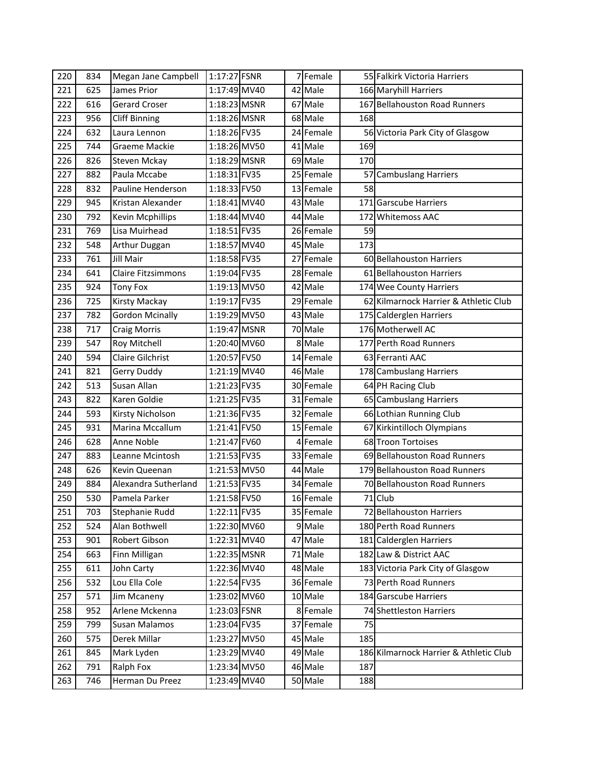| 220 | 834 | Megan Jane Campbell | 1:17:27 | FSNR | 7 | Female | 55 | Falkirk Victoria Harriers |
|---|---|---|---|---|---|---|---|---|
| 221 | 625 | James Prior | 1:17:49 | MV40 | 42 | Male | 166 | Maryhill Harriers |
| 222 | 616 | Gerard Croser | 1:18:23 | MSNR | 67 | Male | 167 | Bellahouston Road Runners |
| 223 | 956 | Cliff Binning | 1:18:26 | MSNR | 68 | Male | 168 | |
| 224 | 632 | Laura Lennon | 1:18:26 | FV35 | 24 | Female | 56 | Victoria Park City of Glasgow |
| 225 | 744 | Graeme Mackie | 1:18:26 | MV50 | 41 | Male | 169 | |
| 226 | 826 | Steven Mckay | 1:18:29 | MSNR | 69 | Male | 170 | |
| 227 | 882 | Paula Mccabe | 1:18:31 | FV35 | 25 | Female | 57 | Cambuslang Harriers |
| 228 | 832 | Pauline Henderson | 1:18:33 | FV50 | 13 | Female | 58 | |
| 229 | 945 | Kristan Alexander | 1:18:41 | MV40 | 43 | Male | 171 | Garscube Harriers |
| 230 | 792 | Kevin Mcphillips | 1:18:44 | MV40 | 44 | Male | 172 | Whitemoss AAC |
| 231 | 769 | Lisa Muirhead | 1:18:51 | FV35 | 26 | Female | 59 | |
| 232 | 548 | Arthur Duggan | 1:18:57 | MV40 | 45 | Male | 173 | |
| 233 | 761 | Jill Mair | 1:18:58 | FV35 | 27 | Female | 60 | Bellahouston Harriers |
| 234 | 641 | Claire Fitzsimmons | 1:19:04 | FV35 | 28 | Female | 61 | Bellahouston Harriers |
| 235 | 924 | Tony Fox | 1:19:13 | MV50 | 42 | Male | 174 | Wee County Harriers |
| 236 | 725 | Kirsty Mackay | 1:19:17 | FV35 | 29 | Female | 62 | Kilmarnock Harrier & Athletic Club |
| 237 | 782 | Gordon Mcinally | 1:19:29 | MV50 | 43 | Male | 175 | Calderglen Harriers |
| 238 | 717 | Craig Morris | 1:19:47 | MSNR | 70 | Male | 176 | Motherwell AC |
| 239 | 547 | Roy Mitchell | 1:20:40 | MV60 | 8 | Male | 177 | Perth Road Runners |
| 240 | 594 | Claire Gilchrist | 1:20:57 | FV50 | 14 | Female | 63 | Ferranti AAC |
| 241 | 821 | Gerry Duddy | 1:21:19 | MV40 | 46 | Male | 178 | Cambuslang Harriers |
| 242 | 513 | Susan Allan | 1:21:23 | FV35 | 30 | Female | 64 | PH Racing Club |
| 243 | 822 | Karen Goldie | 1:21:25 | FV35 | 31 | Female | 65 | Cambuslang Harriers |
| 244 | 593 | Kirsty Nicholson | 1:21:36 | FV35 | 32 | Female | 66 | Lothian Running Club |
| 245 | 931 | Marina Mccallum | 1:21:41 | FV50 | 15 | Female | 67 | Kirkintilloch Olympians |
| 246 | 628 | Anne Noble | 1:21:47 | FV60 | 4 | Female | 68 | Troon Tortoises |
| 247 | 883 | Leanne Mcintosh | 1:21:53 | FV35 | 33 | Female | 69 | Bellahouston Road Runners |
| 248 | 626 | Kevin Queenan | 1:21:53 | MV50 | 44 | Male | 179 | Bellahouston Road Runners |
| 249 | 884 | Alexandra Sutherland | 1:21:53 | FV35 | 34 | Female | 70 | Bellahouston Road Runners |
| 250 | 530 | Pamela Parker | 1:21:58 | FV50 | 16 | Female | 71 | Club |
| 251 | 703 | Stephanie Rudd | 1:22:11 | FV35 | 35 | Female | 72 | Bellahouston Harriers |
| 252 | 524 | Alan Bothwell | 1:22:30 | MV60 | 9 | Male | 180 | Perth Road Runners |
| 253 | 901 | Robert Gibson | 1:22:31 | MV40 | 47 | Male | 181 | Calderglen Harriers |
| 254 | 663 | Finn Milligan | 1:22:35 | MSNR | 71 | Male | 182 | Law & District AAC |
| 255 | 611 | John Carty | 1:22:36 | MV40 | 48 | Male | 183 | Victoria Park City of Glasgow |
| 256 | 532 | Lou Ella Cole | 1:22:54 | FV35 | 36 | Female | 73 | Perth Road Runners |
| 257 | 571 | Jim Mcaneny | 1:23:02 | MV60 | 10 | Male | 184 | Garscube Harriers |
| 258 | 952 | Arlene Mckenna | 1:23:03 | FSNR | 8 | Female | 74 | Shettleston Harriers |
| 259 | 799 | Susan Malamos | 1:23:04 | FV35 | 37 | Female | 75 | |
| 260 | 575 | Derek Millar | 1:23:27 | MV50 | 45 | Male | 185 | |
| 261 | 845 | Mark Lyden | 1:23:29 | MV40 | 49 | Male | 186 | Kilmarnock Harrier & Athletic Club |
| 262 | 791 | Ralph Fox | 1:23:34 | MV50 | 46 | Male | 187 | |
| 263 | 746 | Herman Du Preez | 1:23:49 | MV40 | 50 | Male | 188 | |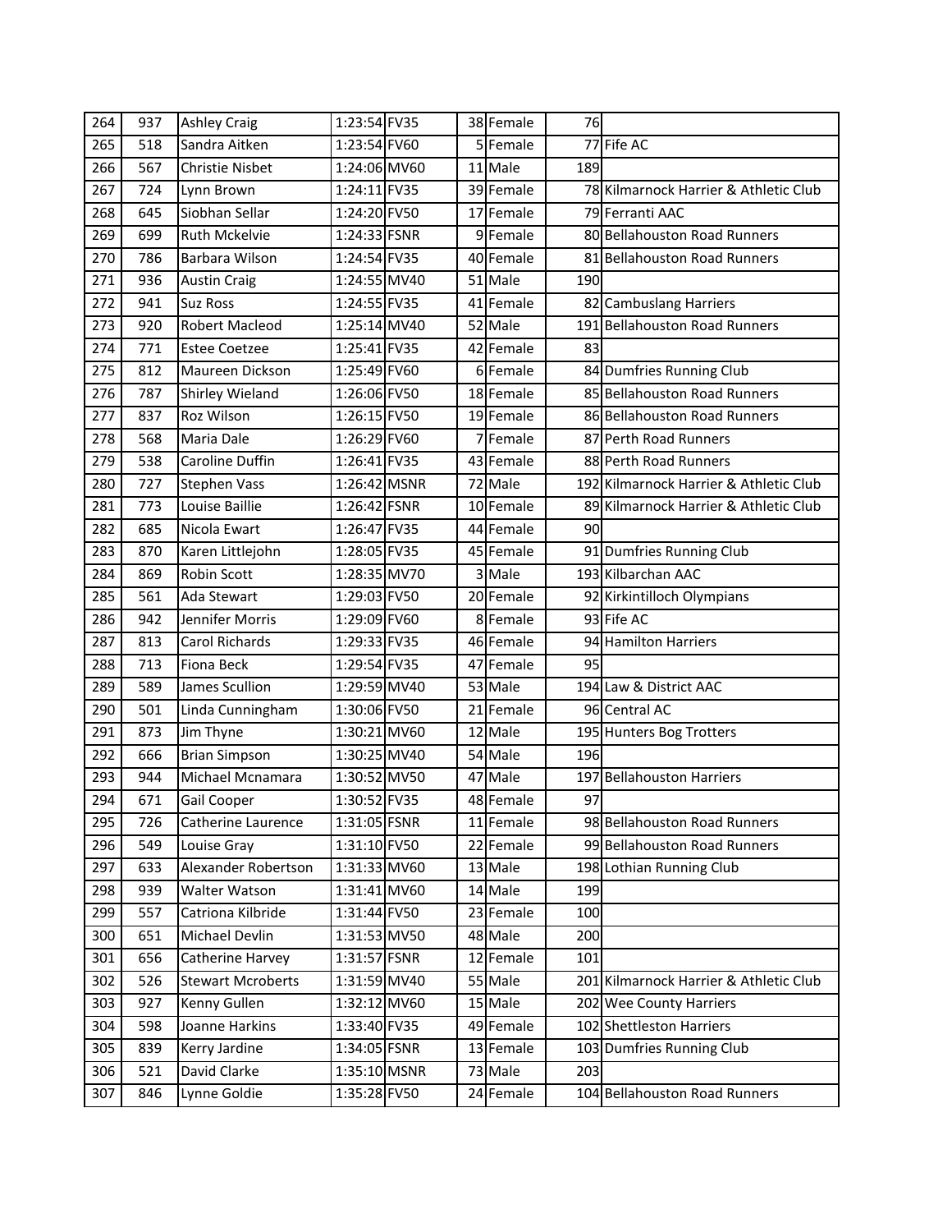| | | | | | | | | |
|---|---|---|---|---|---|---|---|---|
| 264 | 937 | Ashley Craig | 1:23:54 | FV35 | 38 | Female | 76 | |
| 265 | 518 | Sandra Aitken | 1:23:54 | FV60 | 5 | Female | 77 | Fife AC |
| 266 | 567 | Christie Nisbet | 1:24:06 | MV60 | 11 | Male | 189 | |
| 267 | 724 | Lynn Brown | 1:24:11 | FV35 | 39 | Female | 78 | Kilmarnock Harrier & Athletic Club |
| 268 | 645 | Siobhan Sellar | 1:24:20 | FV50 | 17 | Female | 79 | Ferranti AAC |
| 269 | 699 | Ruth Mckelvie | 1:24:33 | FSNR | 9 | Female | 80 | Bellahouston Road Runners |
| 270 | 786 | Barbara Wilson | 1:24:54 | FV35 | 40 | Female | 81 | Bellahouston Road Runners |
| 271 | 936 | Austin Craig | 1:24:55 | MV40 | 51 | Male | 190 | |
| 272 | 941 | Suz Ross | 1:24:55 | FV35 | 41 | Female | 82 | Cambuslang Harriers |
| 273 | 920 | Robert Macleod | 1:25:14 | MV40 | 52 | Male | 191 | Bellahouston Road Runners |
| 274 | 771 | Estee Coetzee | 1:25:41 | FV35 | 42 | Female | 83 | |
| 275 | 812 | Maureen Dickson | 1:25:49 | FV60 | 6 | Female | 84 | Dumfries Running Club |
| 276 | 787 | Shirley Wieland | 1:26:06 | FV50 | 18 | Female | 85 | Bellahouston Road Runners |
| 277 | 837 | Roz Wilson | 1:26:15 | FV50 | 19 | Female | 86 | Bellahouston Road Runners |
| 278 | 568 | Maria Dale | 1:26:29 | FV60 | 7 | Female | 87 | Perth Road Runners |
| 279 | 538 | Caroline Duffin | 1:26:41 | FV35 | 43 | Female | 88 | Perth Road Runners |
| 280 | 727 | Stephen Vass | 1:26:42 | MSNR | 72 | Male | 192 | Kilmarnock Harrier & Athletic Club |
| 281 | 773 | Louise Baillie | 1:26:42 | FSNR | 10 | Female | 89 | Kilmarnock Harrier & Athletic Club |
| 282 | 685 | Nicola Ewart | 1:26:47 | FV35 | 44 | Female | 90 | |
| 283 | 870 | Karen Littlejohn | 1:28:05 | FV35 | 45 | Female | 91 | Dumfries Running Club |
| 284 | 869 | Robin Scott | 1:28:35 | MV70 | 3 | Male | 193 | Kilbarchan AAC |
| 285 | 561 | Ada Stewart | 1:29:03 | FV50 | 20 | Female | 92 | Kirkintilloch Olympians |
| 286 | 942 | Jennifer Morris | 1:29:09 | FV60 | 8 | Female | 93 | Fife AC |
| 287 | 813 | Carol Richards | 1:29:33 | FV35 | 46 | Female | 94 | Hamilton Harriers |
| 288 | 713 | Fiona Beck | 1:29:54 | FV35 | 47 | Female | 95 | |
| 289 | 589 | James Scullion | 1:29:59 | MV40 | 53 | Male | 194 | Law & District AAC |
| 290 | 501 | Linda Cunningham | 1:30:06 | FV50 | 21 | Female | 96 | Central AC |
| 291 | 873 | Jim Thyne | 1:30:21 | MV60 | 12 | Male | 195 | Hunters Bog Trotters |
| 292 | 666 | Brian Simpson | 1:30:25 | MV40 | 54 | Male | 196 | |
| 293 | 944 | Michael Mcnamara | 1:30:52 | MV50 | 47 | Male | 197 | Bellahouston Harriers |
| 294 | 671 | Gail Cooper | 1:30:52 | FV35 | 48 | Female | 97 | |
| 295 | 726 | Catherine Laurence | 1:31:05 | FSNR | 11 | Female | 98 | Bellahouston Road Runners |
| 296 | 549 | Louise Gray | 1:31:10 | FV50 | 22 | Female | 99 | Bellahouston Road Runners |
| 297 | 633 | Alexander Robertson | 1:31:33 | MV60 | 13 | Male | 198 | Lothian Running Club |
| 298 | 939 | Walter Watson | 1:31:41 | MV60 | 14 | Male | 199 | |
| 299 | 557 | Catriona Kilbride | 1:31:44 | FV50 | 23 | Female | 100 | |
| 300 | 651 | Michael Devlin | 1:31:53 | MV50 | 48 | Male | 200 | |
| 301 | 656 | Catherine Harvey | 1:31:57 | FSNR | 12 | Female | 101 | |
| 302 | 526 | Stewart Mcroberts | 1:31:59 | MV40 | 55 | Male | 201 | Kilmarnock Harrier & Athletic Club |
| 303 | 927 | Kenny Gullen | 1:32:12 | MV60 | 15 | Male | 202 | Wee County Harriers |
| 304 | 598 | Joanne Harkins | 1:33:40 | FV35 | 49 | Female | 102 | Shettleston Harriers |
| 305 | 839 | Kerry Jardine | 1:34:05 | FSNR | 13 | Female | 103 | Dumfries Running Club |
| 306 | 521 | David Clarke | 1:35:10 | MSNR | 73 | Male | 203 | |
| 307 | 846 | Lynne Goldie | 1:35:28 | FV50 | 24 | Female | 104 | Bellahouston Road Runners |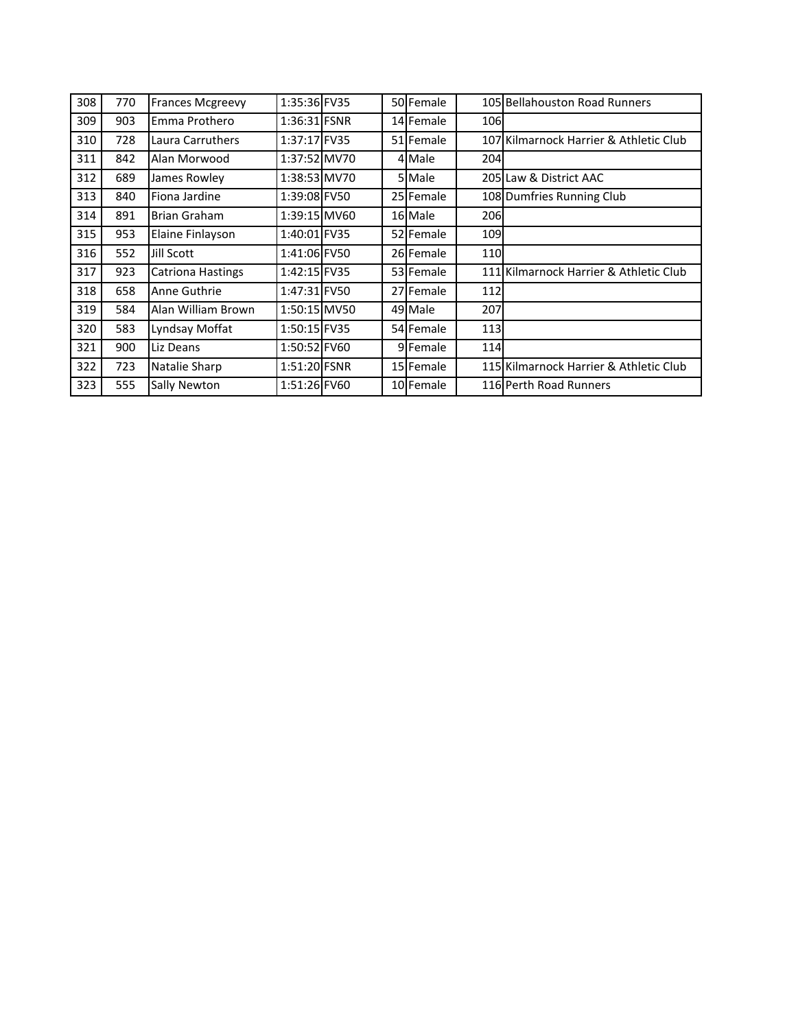| | | | | | | | | |
|---|---|---|---|---|---|---|---|---|
| 308 | 770 | Frances Mcgreevy | 1:35:36 | FV35 | 50 | Female | 105 | Bellahouston Road Runners |
| 309 | 903 | Emma Prothero | 1:36:31 | FSNR | 14 | Female | 106 | |
| 310 | 728 | Laura Carruthers | 1:37:17 | FV35 | 51 | Female | 107 | Kilmarnock Harrier & Athletic Club |
| 311 | 842 | Alan Morwood | 1:37:52 | MV70 | 4 | Male | 204 | |
| 312 | 689 | James Rowley | 1:38:53 | MV70 | 5 | Male | 205 | Law & District AAC |
| 313 | 840 | Fiona Jardine | 1:39:08 | FV50 | 25 | Female | 108 | Dumfries Running Club |
| 314 | 891 | Brian Graham | 1:39:15 | MV60 | 16 | Male | 206 | |
| 315 | 953 | Elaine Finlayson | 1:40:01 | FV35 | 52 | Female | 109 | |
| 316 | 552 | Jill Scott | 1:41:06 | FV50 | 26 | Female | 110 | |
| 317 | 923 | Catriona Hastings | 1:42:15 | FV35 | 53 | Female | 111 | Kilmarnock Harrier & Athletic Club |
| 318 | 658 | Anne Guthrie | 1:47:31 | FV50 | 27 | Female | 112 | |
| 319 | 584 | Alan William Brown | 1:50:15 | MV50 | 49 | Male | 207 | |
| 320 | 583 | Lyndsay Moffat | 1:50:15 | FV35 | 54 | Female | 113 | |
| 321 | 900 | Liz Deans | 1:50:52 | FV60 | 9 | Female | 114 | |
| 322 | 723 | Natalie Sharp | 1:51:20 | FSNR | 15 | Female | 115 | Kilmarnock Harrier & Athletic Club |
| 323 | 555 | Sally Newton | 1:51:26 | FV60 | 10 | Female | 116 | Perth Road Runners |